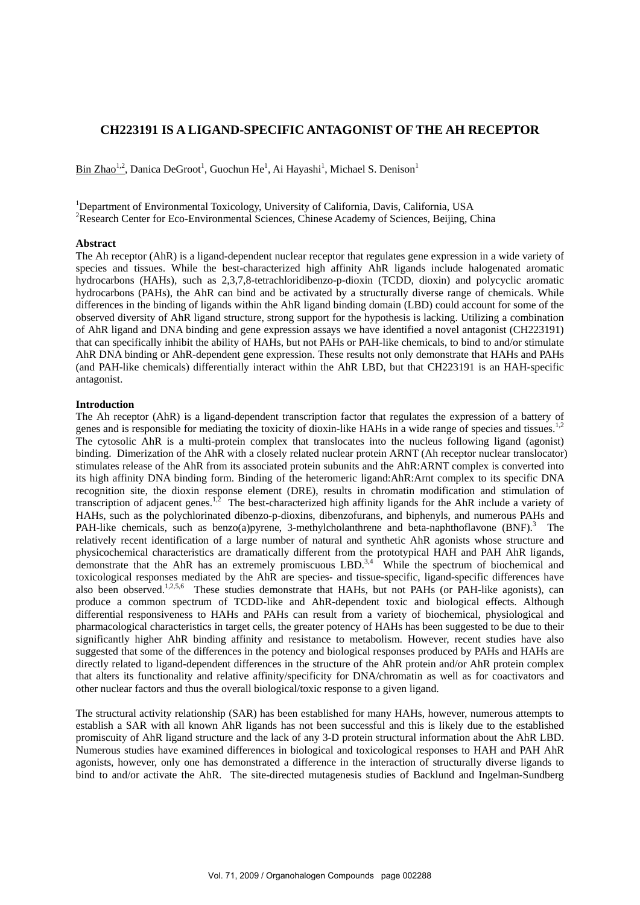# CH223191 IS A LIGAND-SPECIFIC ANTAGONIST OF THE AH RECEPTOR

Bin Zhao[1,2], Danica DeGroot[1], Guochun He[1], Ai Hayashi[1], Michael S. Denison[1]

[1]Department of Environmental Toxicology, University of California, Davis, California, USA
[2]Research Center for Eco-Environmental Sciences, Chinese Academy of Sciences, Beijing, China

## Abstract

The Ah receptor (AhR) is a ligand-dependent nuclear receptor that regulates gene expression in a wide variety of species and tissues. While the best-characterized high affinity AhR ligands include halogenated aromatic hydrocarbons (HAHs), such as 2,3,7,8-tetrachloridibenzo-p-dioxin (TCDD, dioxin) and polycyclic aromatic hydrocarbons (PAHs), the AhR can bind and be activated by a structurally diverse range of chemicals. While differences in the binding of ligands within the AhR ligand binding domain (LBD) could account for some of the observed diversity of AhR ligand structure, strong support for the hypothesis is lacking. Utilizing a combination of AhR ligand and DNA binding and gene expression assays we have identified a novel antagonist (CH223191) that can specifically inhibit the ability of HAHs, but not PAHs or PAH-like chemicals, to bind to and/or stimulate AhR DNA binding or AhR-dependent gene expression. These results not only demonstrate that HAHs and PAHs (and PAH-like chemicals) differentially interact within the AhR LBD, but that CH223191 is an HAH-specific antagonist.

## Introduction

The Ah receptor (AhR) is a ligand-dependent transcription factor that regulates the expression of a battery of genes and is responsible for mediating the toxicity of dioxin-like HAHs in a wide range of species and tissues.[1,2] The cytosolic AhR is a multi-protein complex that translocates into the nucleus following ligand (agonist) binding. Dimerization of the AhR with a closely related nuclear protein ARNT (Ah receptor nuclear translocator) stimulates release of the AhR from its associated protein subunits and the AhR:ARNT complex is converted into its high affinity DNA binding form. Binding of the heteromeric ligand:AhR:Arnt complex to its specific DNA recognition site, the dioxin response element (DRE), results in chromatin modification and stimulation of transcription of adjacent genes.[1,2] The best-characterized high affinity ligands for the AhR include a variety of HAHs, such as the polychlorinated dibenzo-p-dioxins, dibenzofurans, and biphenyls, and numerous PAHs and PAH-like chemicals, such as benzo(a)pyrene, 3-methylcholanthrene and beta-naphthoflavone (BNF).[3] The relatively recent identification of a large number of natural and synthetic AhR agonists whose structure and physicochemical characteristics are dramatically different from the prototypical HAH and PAH AhR ligands, demonstrate that the AhR has an extremely promiscuous LBD.[3,4] While the spectrum of biochemical and toxicological responses mediated by the AhR are species- and tissue-specific, ligand-specific differences have also been observed.[1,2,5,6] These studies demonstrate that HAHs, but not PAHs (or PAH-like agonists), can produce a common spectrum of TCDD-like and AhR-dependent toxic and biological effects. Although differential responsiveness to HAHs and PAHs can result from a variety of biochemical, physiological and pharmacological characteristics in target cells, the greater potency of HAHs has been suggested to be due to their significantly higher AhR binding affinity and resistance to metabolism. However, recent studies have also suggested that some of the differences in the potency and biological responses produced by PAHs and HAHs are directly related to ligand-dependent differences in the structure of the AhR protein and/or AhR protein complex that alters its functionality and relative affinity/specificity for DNA/chromatin as well as for coactivators and other nuclear factors and thus the overall biological/toxic response to a given ligand.

The structural activity relationship (SAR) has been established for many HAHs, however, numerous attempts to establish a SAR with all known AhR ligands has not been successful and this is likely due to the established promiscuity of AhR ligand structure and the lack of any 3-D protein structural information about the AhR LBD. Numerous studies have examined differences in biological and toxicological responses to HAH and PAH AhR agonists, however, only one has demonstrated a difference in the interaction of structurally diverse ligands to bind to and/or activate the AhR. The site-directed mutagenesis studies of Backlund and Ingelman-Sundberg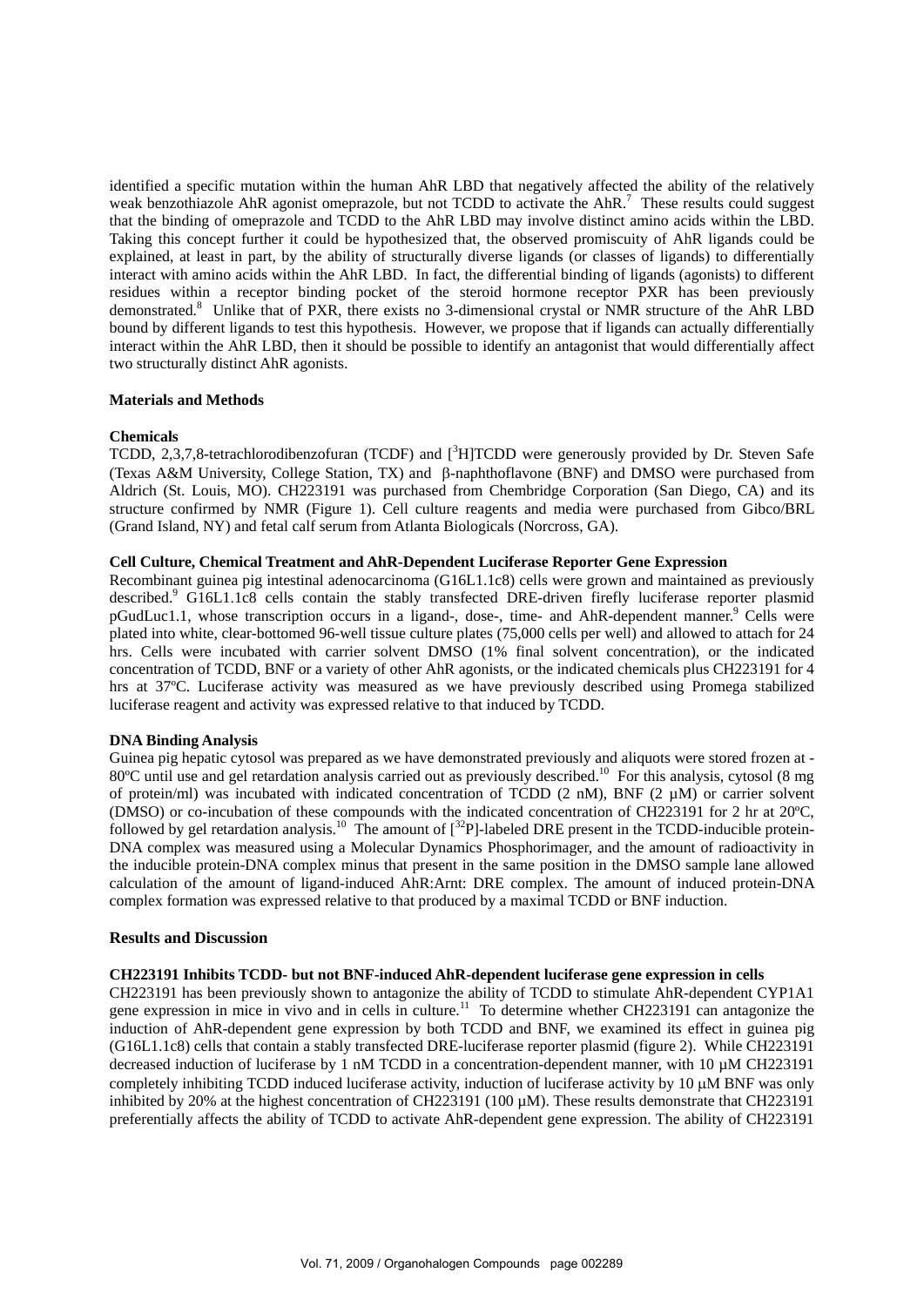identified a specific mutation within the human AhR LBD that negatively affected the ability of the relatively weak benzothiazole AhR agonist omeprazole, but not TCDD to activate the AhR.[7] These results could suggest that the binding of omeprazole and TCDD to the AhR LBD may involve distinct amino acids within the LBD. Taking this concept further it could be hypothesized that, the observed promiscuity of AhR ligands could be explained, at least in part, by the ability of structurally diverse ligands (or classes of ligands) to differentially interact with amino acids within the AhR LBD. In fact, the differential binding of ligands (agonists) to different residues within a receptor binding pocket of the steroid hormone receptor PXR has been previously demonstrated.[8] Unlike that of PXR, there exists no 3-dimensional crystal or NMR structure of the AhR LBD bound by different ligands to test this hypothesis. However, we propose that if ligands can actually differentially interact within the AhR LBD, then it should be possible to identify an antagonist that would differentially affect two structurally distinct AhR agonists.

## Materials and Methods

### Chemicals

TCDD, 2,3,7,8-tetrachlorodibenzofuran (TCDF) and [$^3$H]TCDD were generously provided by Dr. Steven Safe (Texas A&M University, College Station, TX) and β-naphthoflavone (BNF) and DMSO were purchased from Aldrich (St. Louis, MO). CH223191 was purchased from Chembridge Corporation (San Diego, CA) and its structure confirmed by NMR (Figure 1). Cell culture reagents and media were purchased from Gibco/BRL (Grand Island, NY) and fetal calf serum from Atlanta Biologicals (Norcross, GA).

### Cell Culture, Chemical Treatment and AhR-Dependent Luciferase Reporter Gene Expression

Recombinant guinea pig intestinal adenocarcinoma (G16L1.1c8) cells were grown and maintained as previously described.[9] G16L1.1c8 cells contain the stably transfected DRE-driven firefly luciferase reporter plasmid pGudLuc1.1, whose transcription occurs in a ligand-, dose-, time- and AhR-dependent manner.[9] Cells were plated into white, clear-bottomed 96-well tissue culture plates (75,000 cells per well) and allowed to attach for 24 hrs. Cells were incubated with carrier solvent DMSO (1% final solvent concentration), or the indicated concentration of TCDD, BNF or a variety of other AhR agonists, or the indicated chemicals plus CH223191 for 4 hrs at 37ºC. Luciferase activity was measured as we have previously described using Promega stabilized luciferase reagent and activity was expressed relative to that induced by TCDD.

### DNA Binding Analysis

Guinea pig hepatic cytosol was prepared as we have demonstrated previously and aliquots were stored frozen at -80ºC until use and gel retardation analysis carried out as previously described.[10] For this analysis, cytosol (8 mg of protein/ml) was incubated with indicated concentration of TCDD (2 nM), BNF (2 μM) or carrier solvent (DMSO) or co-incubation of these compounds with the indicated concentration of CH223191 for 2 hr at 20ºC, followed by gel retardation analysis.[10] The amount of [$^{32}$P]-labeled DRE present in the TCDD-inducible protein-DNA complex was measured using a Molecular Dynamics Phosphorimager, and the amount of radioactivity in the inducible protein-DNA complex minus that present in the same position in the DMSO sample lane allowed calculation of the amount of ligand-induced AhR:Arnt: DRE complex. The amount of induced protein-DNA complex formation was expressed relative to that produced by a maximal TCDD or BNF induction.

## Results and Discussion

### CH223191 Inhibits TCDD- but not BNF-induced AhR-dependent luciferase gene expression in cells

CH223191 has been previously shown to antagonize the ability of TCDD to stimulate AhR-dependent CYP1A1 gene expression in mice in vivo and in cells in culture.[11] To determine whether CH223191 can antagonize the induction of AhR-dependent gene expression by both TCDD and BNF, we examined its effect in guinea pig (G16L1.1c8) cells that contain a stably transfected DRE-luciferase reporter plasmid (figure 2). While CH223191 decreased induction of luciferase by 1 nM TCDD in a concentration-dependent manner, with 10 µM CH223191 completely inhibiting TCDD induced luciferase activity, induction of luciferase activity by 10 μM BNF was only inhibited by 20% at the highest concentration of CH223191 (100 µM). These results demonstrate that CH223191 preferentially affects the ability of TCDD to activate AhR-dependent gene expression. The ability of CH223191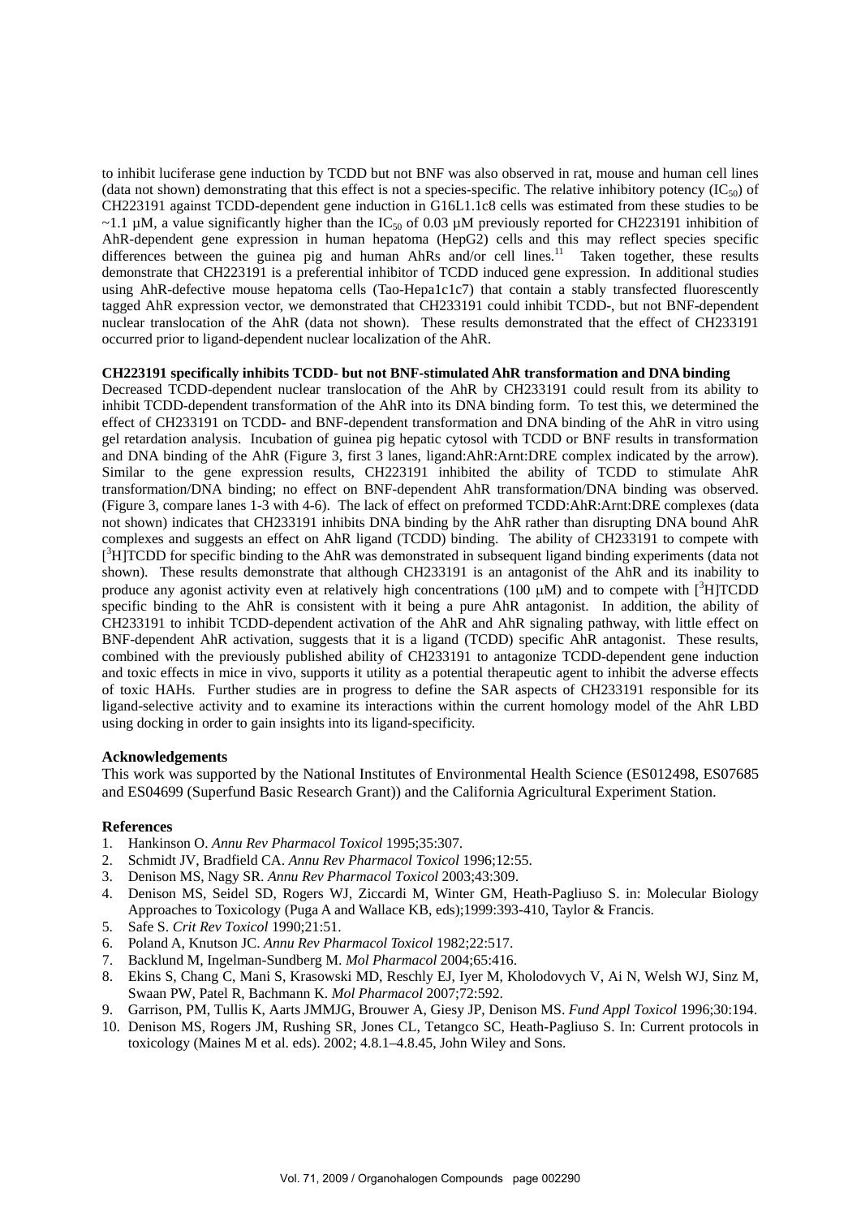to inhibit luciferase gene induction by TCDD but not BNF was also observed in rat, mouse and human cell lines (data not shown) demonstrating that this effect is not a species-specific. The relative inhibitory potency ($IC_{50}$) of CH223191 against TCDD-dependent gene induction in G16L1.1c8 cells was estimated from these studies to be ~1.1 µM, a value significantly higher than the $IC_{50}$ of 0.03 µM previously reported for CH223191 inhibition of AhR-dependent gene expression in human hepatoma (HepG2) cells and this may reflect species specific differences between the guinea pig and human AhRs and/or cell lines.[11] Taken together, these results demonstrate that CH223191 is a preferential inhibitor of TCDD induced gene expression. In additional studies using AhR-defective mouse hepatoma cells (Tao-Hepa1c1c7) that contain a stably transfected fluorescently tagged AhR expression vector, we demonstrated that CH233191 could inhibit TCDD-, but not BNF-dependent nuclear translocation of the AhR (data not shown). These results demonstrated that the effect of CH233191 occurred prior to ligand-dependent nuclear localization of the AhR.

**CH223191 specifically inhibits TCDD- but not BNF-stimulated AhR transformation and DNA binding**

Decreased TCDD-dependent nuclear translocation of the AhR by CH233191 could result from its ability to inhibit TCDD-dependent transformation of the AhR into its DNA binding form. To test this, we determined the effect of CH233191 on TCDD- and BNF-dependent transformation and DNA binding of the AhR in vitro using gel retardation analysis. Incubation of guinea pig hepatic cytosol with TCDD or BNF results in transformation and DNA binding of the AhR (Figure 3, first 3 lanes, ligand:AhR:Arnt:DRE complex indicated by the arrow). Similar to the gene expression results, CH223191 inhibited the ability of TCDD to stimulate AhR transformation/DNA binding; no effect on BNF-dependent AhR transformation/DNA binding was observed. (Figure 3, compare lanes 1-3 with 4-6). The lack of effect on preformed TCDD:AhR:Arnt:DRE complexes (data not shown) indicates that CH233191 inhibits DNA binding by the AhR rather than disrupting DNA bound AhR complexes and suggests an effect on AhR ligand (TCDD) binding. The ability of CH233191 to compete with [$^3$H]TCDD for specific binding to the AhR was demonstrated in subsequent ligand binding experiments (data not shown). These results demonstrate that although CH233191 is an antagonist of the AhR and its inability to produce any agonist activity even at relatively high concentrations (100 µM) and to compete with [$^3$H]TCDD specific binding to the AhR is consistent with it being a pure AhR antagonist. In addition, the ability of CH233191 to inhibit TCDD-dependent activation of the AhR and AhR signaling pathway, with little effect on BNF-dependent AhR activation, suggests that it is a ligand (TCDD) specific AhR antagonist. These results, combined with the previously published ability of CH233191 to antagonize TCDD-dependent gene induction and toxic effects in mice in vivo, supports it utility as a potential therapeutic agent to inhibit the adverse effects of toxic HAHs. Further studies are in progress to define the SAR aspects of CH233191 responsible for its ligand-selective activity and to examine its interactions within the current homology model of the AhR LBD using docking in order to gain insights into its ligand-specificity.

**Acknowledgements**

This work was supported by the National Institutes of Environmental Health Science (ES012498, ES07685 and ES04699 (Superfund Basic Research Grant)) and the California Agricultural Experiment Station.

**References**

1. Hankinson O. *Annu Rev Pharmacol Toxicol* 1995;35:307.
2. Schmidt JV, Bradfield CA. *Annu Rev Pharmacol Toxicol* 1996;12:55.
3. Denison MS, Nagy SR. *Annu Rev Pharmacol Toxicol* 2003;43:309.
4. Denison MS, Seidel SD, Rogers WJ, Ziccardi M, Winter GM, Heath-Pagliuso S. in: Molecular Biology Approaches to Toxicology (Puga A and Wallace KB, eds);1999:393-410, Taylor & Francis.
5. Safe S. *Crit Rev Toxicol* 1990;21:51.
6. Poland A, Knutson JC. *Annu Rev Pharmacol Toxicol* 1982;22:517.
7. Backlund M, Ingelman-Sundberg M. *Mol Pharmacol* 2004;65:416.
8. Ekins S, Chang C, Mani S, Krasowski MD, Reschly EJ, Iyer M, Kholodovych V, Ai N, Welsh WJ, Sinz M, Swaan PW, Patel R, Bachmann K. *Mol Pharmacol* 2007;72:592.
9. Garrison, PM, Tullis K, Aarts JMMJG, Brouwer A, Giesy JP, Denison MS. *Fund Appl Toxicol* 1996;30:194.
10. Denison MS, Rogers JM, Rushing SR, Jones CL, Tetangco SC, Heath-Pagliuso S. In: Current protocols in toxicology (Maines M et al. eds). 2002; 4.8.1–4.8.45, John Wiley and Sons.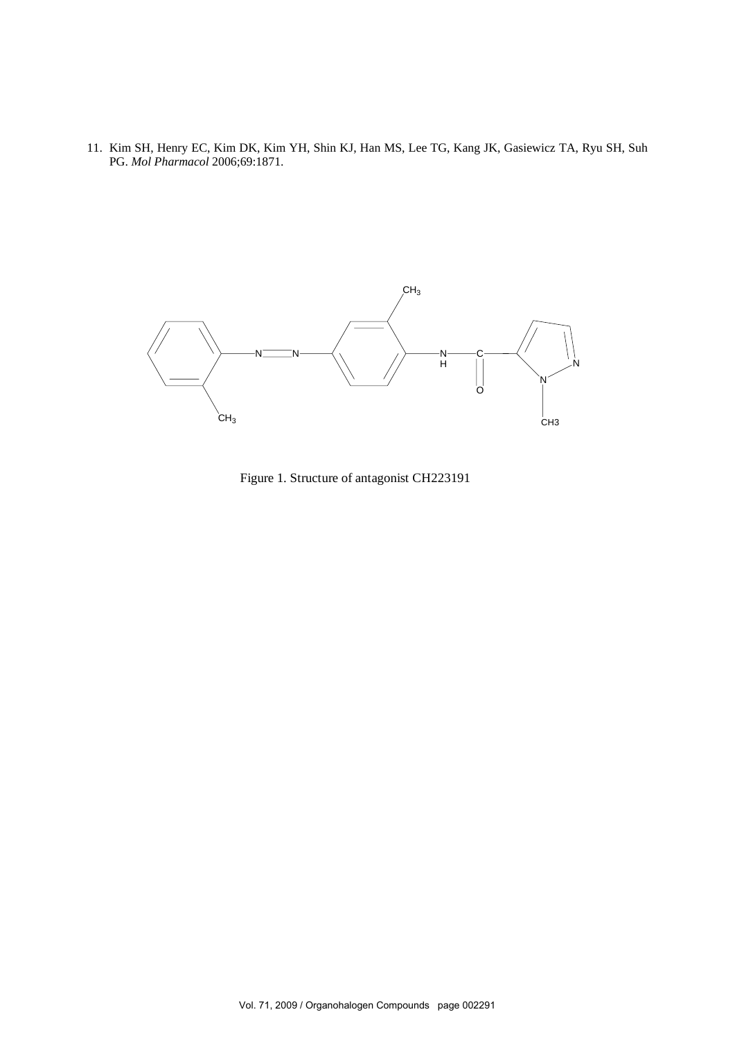11. Kim SH, Henry EC, Kim DK, Kim YH, Shin KJ, Han MS, Lee TG, Kang JK, Gasiewicz TA, Ryu SH, Suh PG. *Mol Pharmacol* 2006;69:1871.

Figure 1. Structure of antagonist CH223191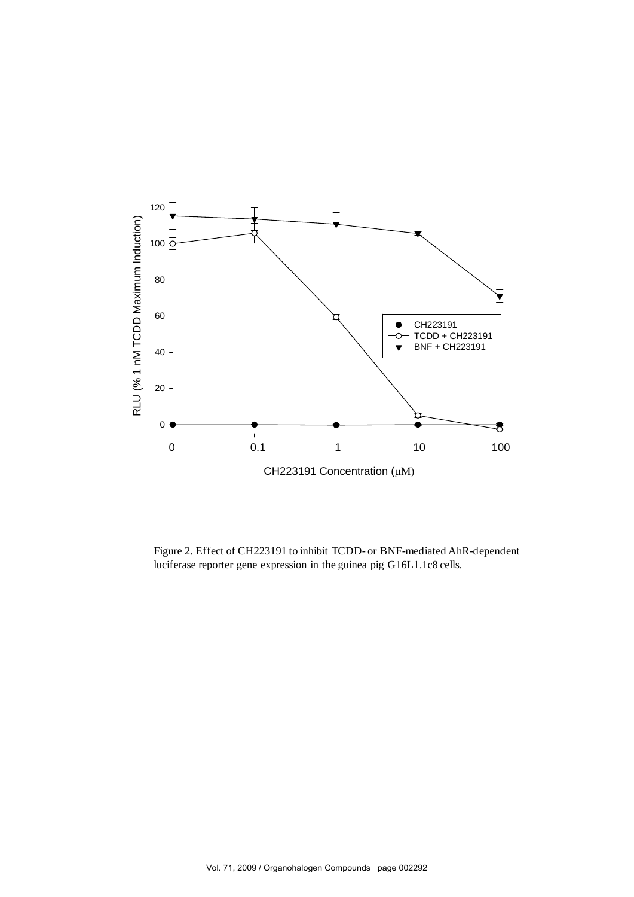Figure 2. Effect of CH223191 to inhibit TCDD- or BNF-mediated AhR-dependent luciferase reporter gene expression in the guinea pig G16L1.1c8 cells.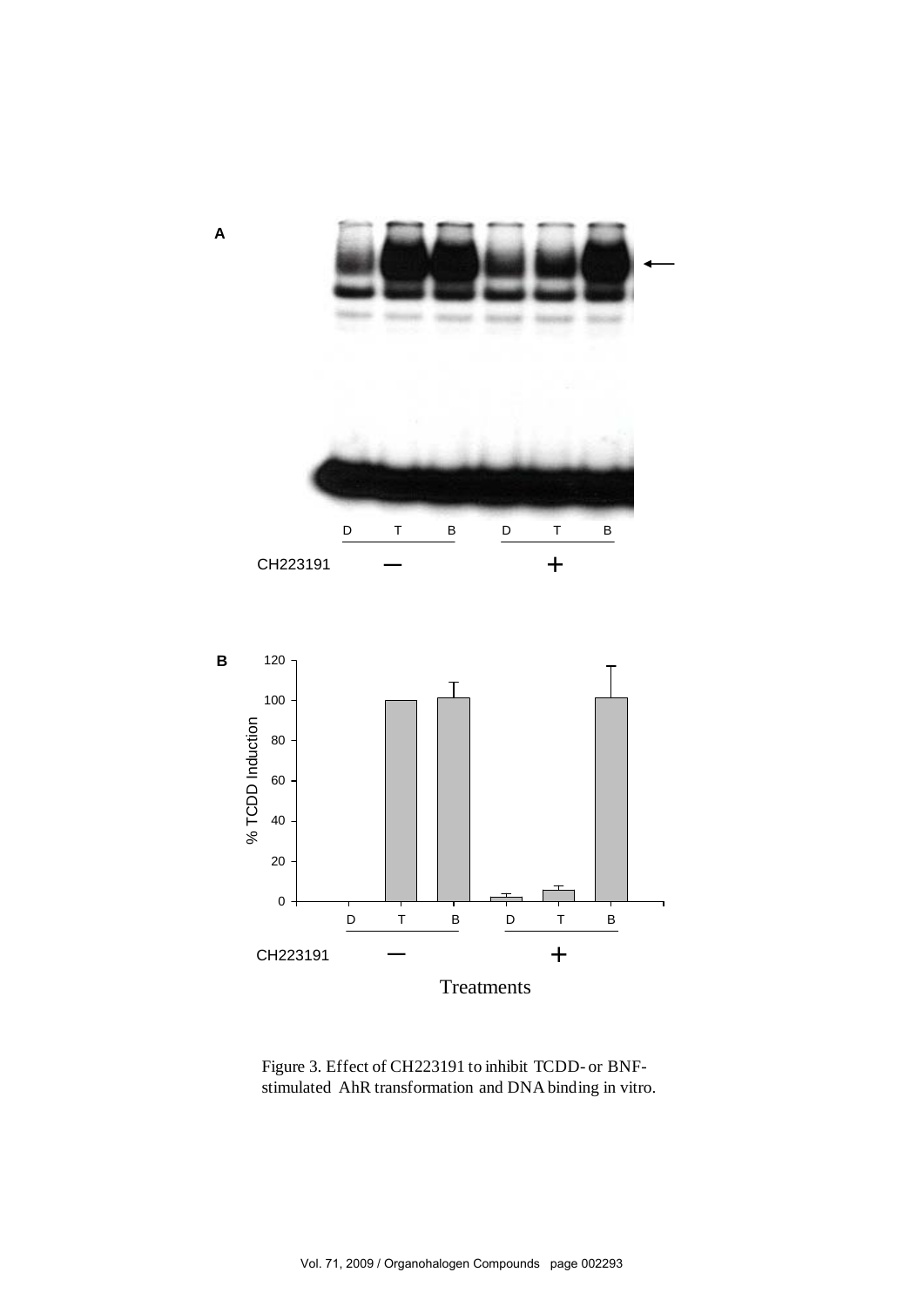A

D T B D T B

CH223191 — +

B

% TCDD Induction

120
100
80
60
40
20
0

D T B D T B

CH223191 — +

Treatments

Figure 3. Effect of CH223191 to inhibit TCDD- or BNF-stimulated AhR transformation and DNA binding in vitro.